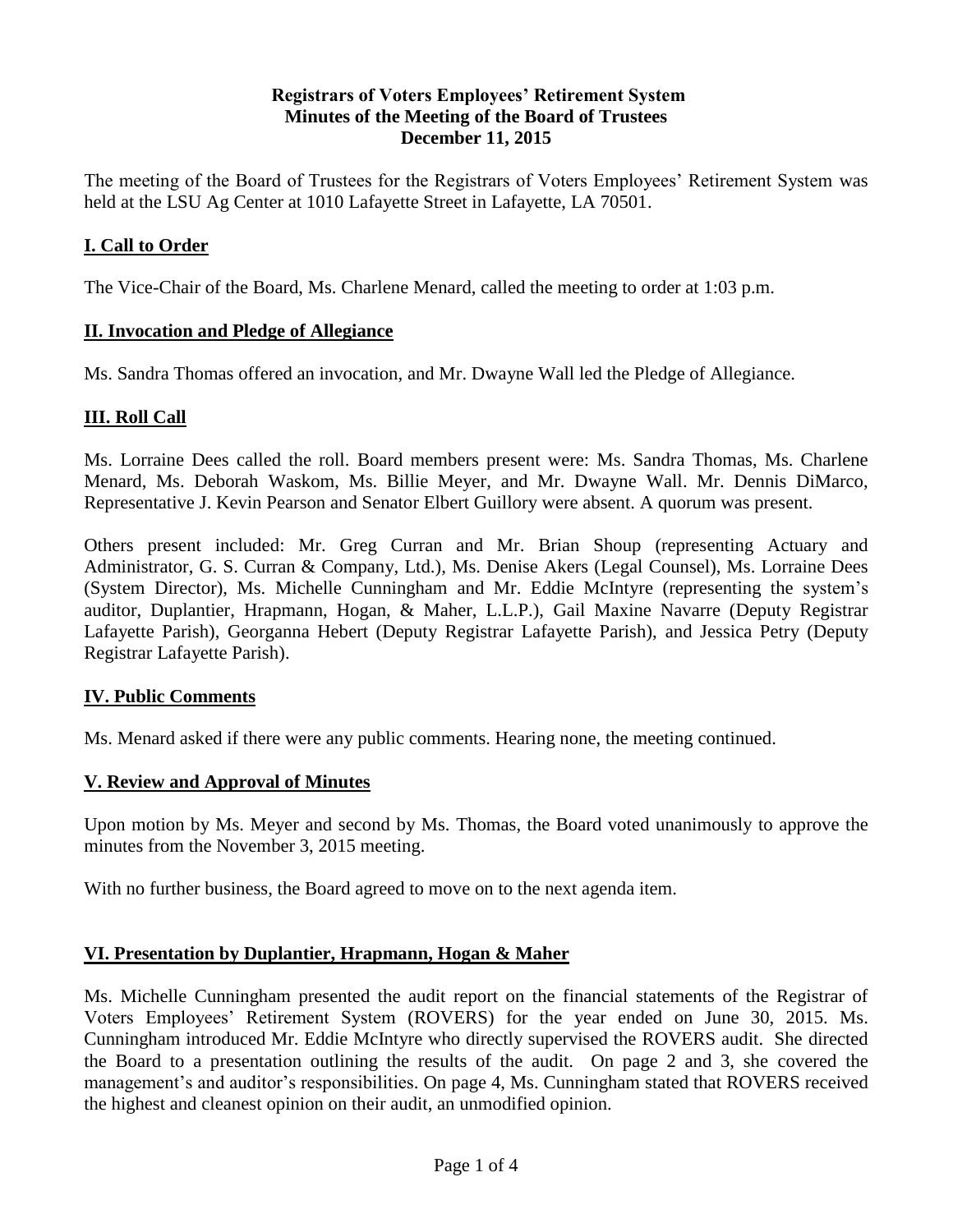**Registrars of Voters Employees' Retirement System**
**Minutes of the Meeting of the Board of Trustees**
**December 11, 2015**

The meeting of the Board of Trustees for the Registrars of Voters Employees' Retirement System was held at the LSU Ag Center at 1010 Lafayette Street in Lafayette, LA 70501.

## I. Call to Order

The Vice-Chair of the Board, Ms. Charlene Menard, called the meeting to order at 1:03 p.m.

## II. Invocation and Pledge of Allegiance

Ms. Sandra Thomas offered an invocation, and Mr. Dwayne Wall led the Pledge of Allegiance.

## III. Roll Call

Ms. Lorraine Dees called the roll. Board members present were: Ms. Sandra Thomas, Ms. Charlene Menard, Ms. Deborah Waskom, Ms. Billie Meyer, and Mr. Dwayne Wall. Mr. Dennis DiMarco, Representative J. Kevin Pearson and Senator Elbert Guillory were absent. A quorum was present.

Others present included: Mr. Greg Curran and Mr. Brian Shoup (representing Actuary and Administrator, G. S. Curran & Company, Ltd.), Ms. Denise Akers (Legal Counsel), Ms. Lorraine Dees (System Director), Ms. Michelle Cunningham and Mr. Eddie McIntyre (representing the system's auditor, Duplantier, Hrapmann, Hogan, & Maher, L.L.P.), Gail Maxine Navarre (Deputy Registrar Lafayette Parish), Georganna Hebert (Deputy Registrar Lafayette Parish), and Jessica Petry (Deputy Registrar Lafayette Parish).

## IV. Public Comments

Ms. Menard asked if there were any public comments. Hearing none, the meeting continued.

## V. Review and Approval of Minutes

Upon motion by Ms. Meyer and second by Ms. Thomas, the Board voted unanimously to approve the minutes from the November 3, 2015 meeting.

With no further business, the Board agreed to move on to the next agenda item.

## VI. Presentation by Duplantier, Hrapmann, Hogan & Maher

Ms. Michelle Cunningham presented the audit report on the financial statements of the Registrar of Voters Employees' Retirement System (ROVERS) for the year ended on June 30, 2015. Ms. Cunningham introduced Mr. Eddie McIntyre who directly supervised the ROVERS audit. She directed the Board to a presentation outlining the results of the audit. On page 2 and 3, she covered the management's and auditor's responsibilities. On page 4, Ms. Cunningham stated that ROVERS received the highest and cleanest opinion on their audit, an unmodified opinion.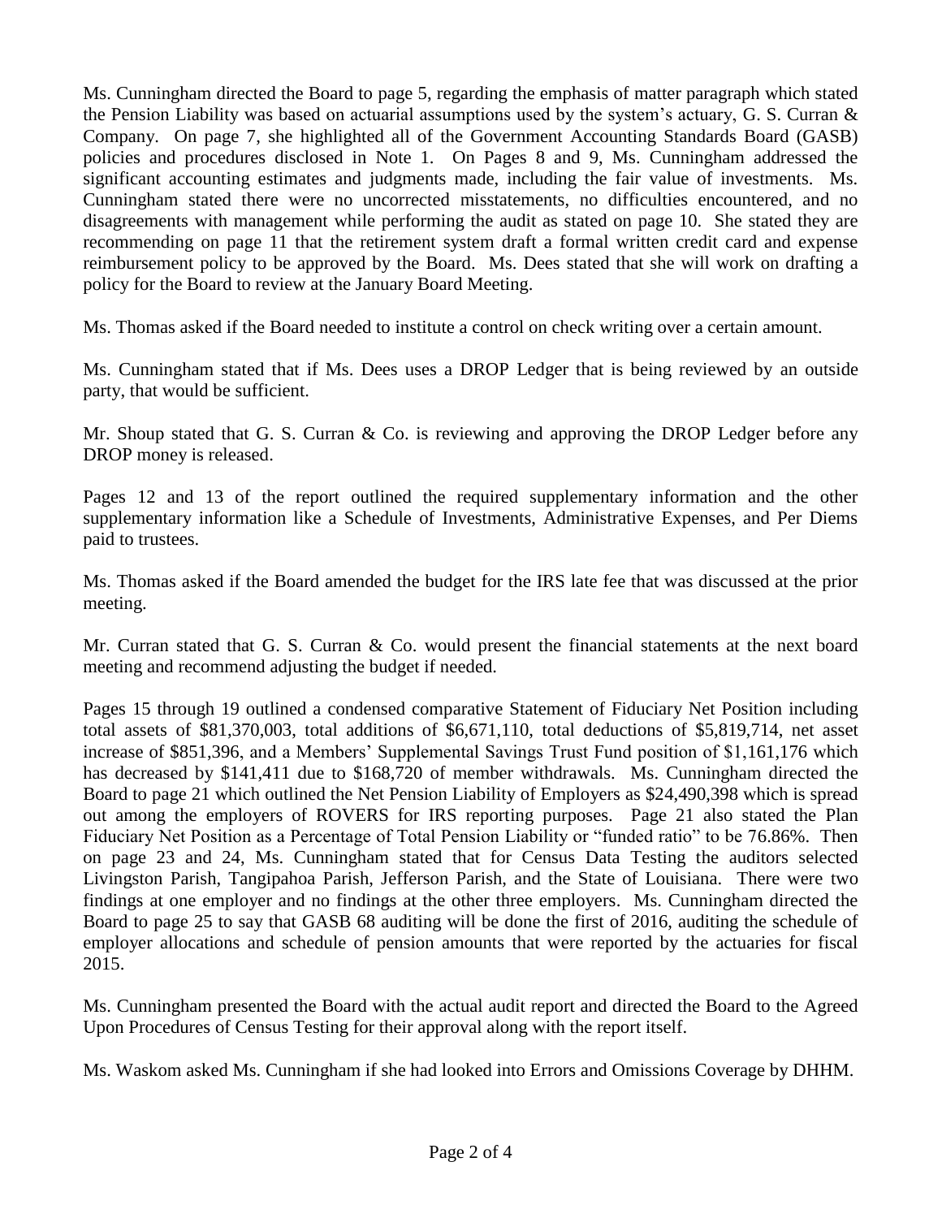Ms. Cunningham directed the Board to page 5, regarding the emphasis of matter paragraph which stated the Pension Liability was based on actuarial assumptions used by the system's actuary, G. S. Curran & Company. On page 7, she highlighted all of the Government Accounting Standards Board (GASB) policies and procedures disclosed in Note 1. On Pages 8 and 9, Ms. Cunningham addressed the significant accounting estimates and judgments made, including the fair value of investments. Ms. Cunningham stated there were no uncorrected misstatements, no difficulties encountered, and no disagreements with management while performing the audit as stated on page 10. She stated they are recommending on page 11 that the retirement system draft a formal written credit card and expense reimbursement policy to be approved by the Board. Ms. Dees stated that she will work on drafting a policy for the Board to review at the January Board Meeting.

Ms. Thomas asked if the Board needed to institute a control on check writing over a certain amount.

Ms. Cunningham stated that if Ms. Dees uses a DROP Ledger that is being reviewed by an outside party, that would be sufficient.

Mr. Shoup stated that G. S. Curran & Co. is reviewing and approving the DROP Ledger before any DROP money is released.

Pages 12 and 13 of the report outlined the required supplementary information and the other supplementary information like a Schedule of Investments, Administrative Expenses, and Per Diems paid to trustees.

Ms. Thomas asked if the Board amended the budget for the IRS late fee that was discussed at the prior meeting.

Mr. Curran stated that G. S. Curran & Co. would present the financial statements at the next board meeting and recommend adjusting the budget if needed.

Pages 15 through 19 outlined a condensed comparative Statement of Fiduciary Net Position including total assets of $81,370,003, total additions of $6,671,110, total deductions of $5,819,714, net asset increase of $851,396, and a Members' Supplemental Savings Trust Fund position of $1,161,176 which has decreased by $141,411 due to $168,720 of member withdrawals. Ms. Cunningham directed the Board to page 21 which outlined the Net Pension Liability of Employers as $24,490,398 which is spread out among the employers of ROVERS for IRS reporting purposes. Page 21 also stated the Plan Fiduciary Net Position as a Percentage of Total Pension Liability or "funded ratio" to be 76.86%. Then on page 23 and 24, Ms. Cunningham stated that for Census Data Testing the auditors selected Livingston Parish, Tangipahoa Parish, Jefferson Parish, and the State of Louisiana. There were two findings at one employer and no findings at the other three employers. Ms. Cunningham directed the Board to page 25 to say that GASB 68 auditing will be done the first of 2016, auditing the schedule of employer allocations and schedule of pension amounts that were reported by the actuaries for fiscal 2015.

Ms. Cunningham presented the Board with the actual audit report and directed the Board to the Agreed Upon Procedures of Census Testing for their approval along with the report itself.

Ms. Waskom asked Ms. Cunningham if she had looked into Errors and Omissions Coverage by DHHM.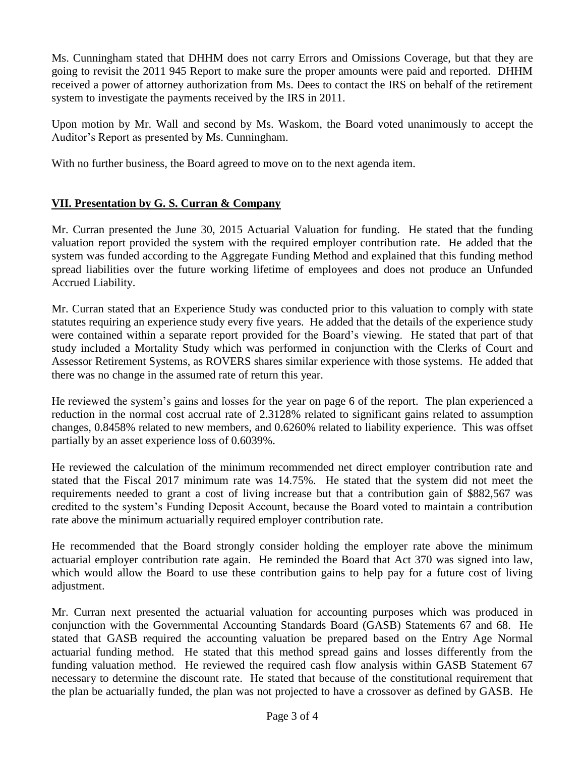Ms. Cunningham stated that DHHM does not carry Errors and Omissions Coverage, but that they are going to revisit the 2011 945 Report to make sure the proper amounts were paid and reported. DHHM received a power of attorney authorization from Ms. Dees to contact the IRS on behalf of the retirement system to investigate the payments received by the IRS in 2011.

Upon motion by Mr. Wall and second by Ms. Waskom, the Board voted unanimously to accept the Auditor's Report as presented by Ms. Cunningham.

With no further business, the Board agreed to move on to the next agenda item.

## VII. Presentation by G. S. Curran & Company

Mr. Curran presented the June 30, 2015 Actuarial Valuation for funding. He stated that the funding valuation report provided the system with the required employer contribution rate. He added that the system was funded according to the Aggregate Funding Method and explained that this funding method spread liabilities over the future working lifetime of employees and does not produce an Unfunded Accrued Liability.

Mr. Curran stated that an Experience Study was conducted prior to this valuation to comply with state statutes requiring an experience study every five years. He added that the details of the experience study were contained within a separate report provided for the Board's viewing. He stated that part of that study included a Mortality Study which was performed in conjunction with the Clerks of Court and Assessor Retirement Systems, as ROVERS shares similar experience with those systems. He added that there was no change in the assumed rate of return this year.

He reviewed the system's gains and losses for the year on page 6 of the report. The plan experienced a reduction in the normal cost accrual rate of 2.3128% related to significant gains related to assumption changes, 0.8458% related to new members, and 0.6260% related to liability experience. This was offset partially by an asset experience loss of 0.6039%.

He reviewed the calculation of the minimum recommended net direct employer contribution rate and stated that the Fiscal 2017 minimum rate was 14.75%. He stated that the system did not meet the requirements needed to grant a cost of living increase but that a contribution gain of $882,567 was credited to the system's Funding Deposit Account, because the Board voted to maintain a contribution rate above the minimum actuarially required employer contribution rate.

He recommended that the Board strongly consider holding the employer rate above the minimum actuarial employer contribution rate again. He reminded the Board that Act 370 was signed into law, which would allow the Board to use these contribution gains to help pay for a future cost of living adjustment.

Mr. Curran next presented the actuarial valuation for accounting purposes which was produced in conjunction with the Governmental Accounting Standards Board (GASB) Statements 67 and 68. He stated that GASB required the accounting valuation be prepared based on the Entry Age Normal actuarial funding method. He stated that this method spread gains and losses differently from the funding valuation method. He reviewed the required cash flow analysis within GASB Statement 67 necessary to determine the discount rate. He stated that because of the constitutional requirement that the plan be actuarially funded, the plan was not projected to have a crossover as defined by GASB. He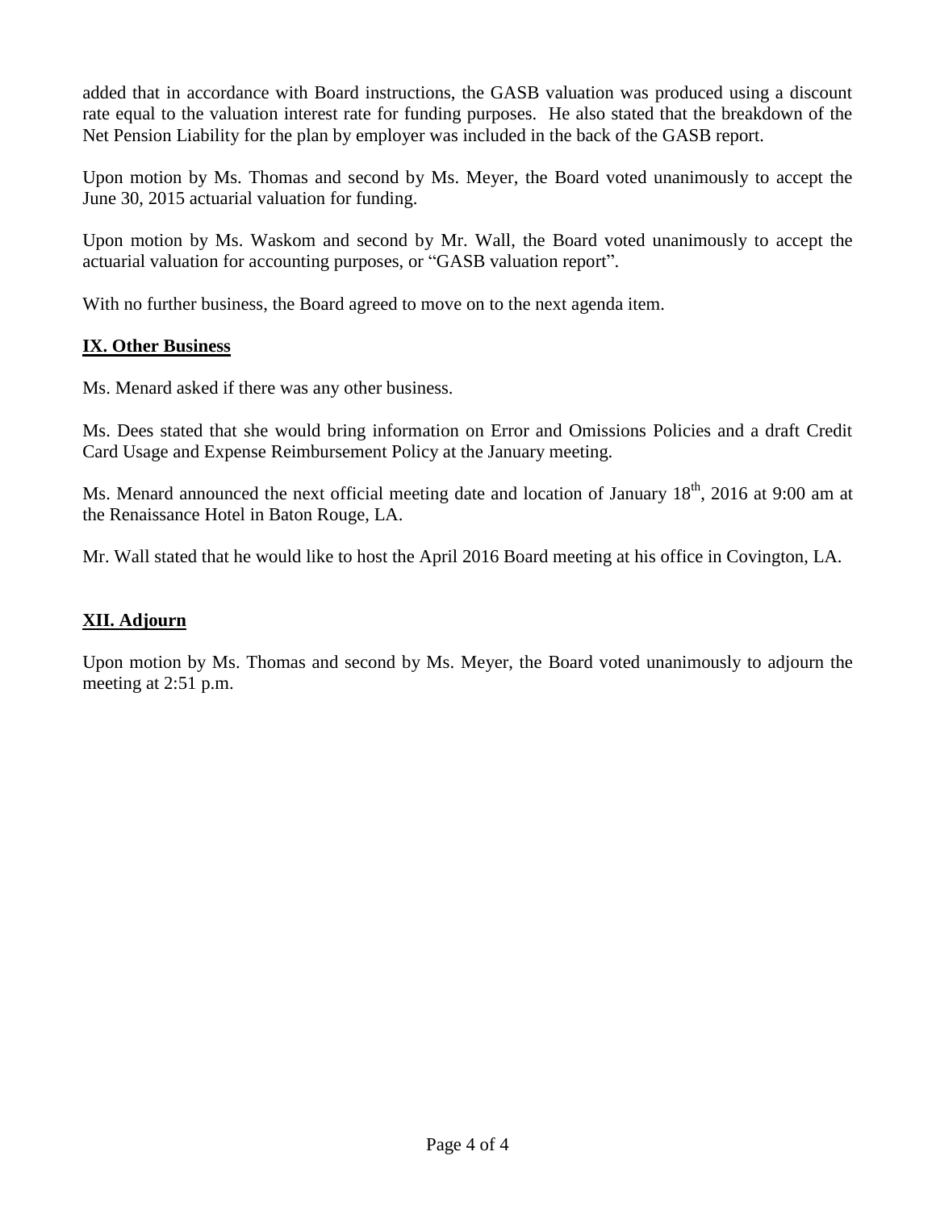added that in accordance with Board instructions, the GASB valuation was produced using a discount rate equal to the valuation interest rate for funding purposes. He also stated that the breakdown of the Net Pension Liability for the plan by employer was included in the back of the GASB report.

Upon motion by Ms. Thomas and second by Ms. Meyer, the Board voted unanimously to accept the June 30, 2015 actuarial valuation for funding.

Upon motion by Ms. Waskom and second by Mr. Wall, the Board voted unanimously to accept the actuarial valuation for accounting purposes, or "GASB valuation report".

With no further business, the Board agreed to move on to the next agenda item.

## IX. Other Business

Ms. Menard asked if there was any other business.

Ms. Dees stated that she would bring information on Error and Omissions Policies and a draft Credit Card Usage and Expense Reimbursement Policy at the January meeting.

Ms. Menard announced the next official meeting date and location of January 18th, 2016 at 9:00 am at the Renaissance Hotel in Baton Rouge, LA.

Mr. Wall stated that he would like to host the April 2016 Board meeting at his office in Covington, LA.

## XII. Adjourn

Upon motion by Ms. Thomas and second by Ms. Meyer, the Board voted unanimously to adjourn the meeting at 2:51 p.m.